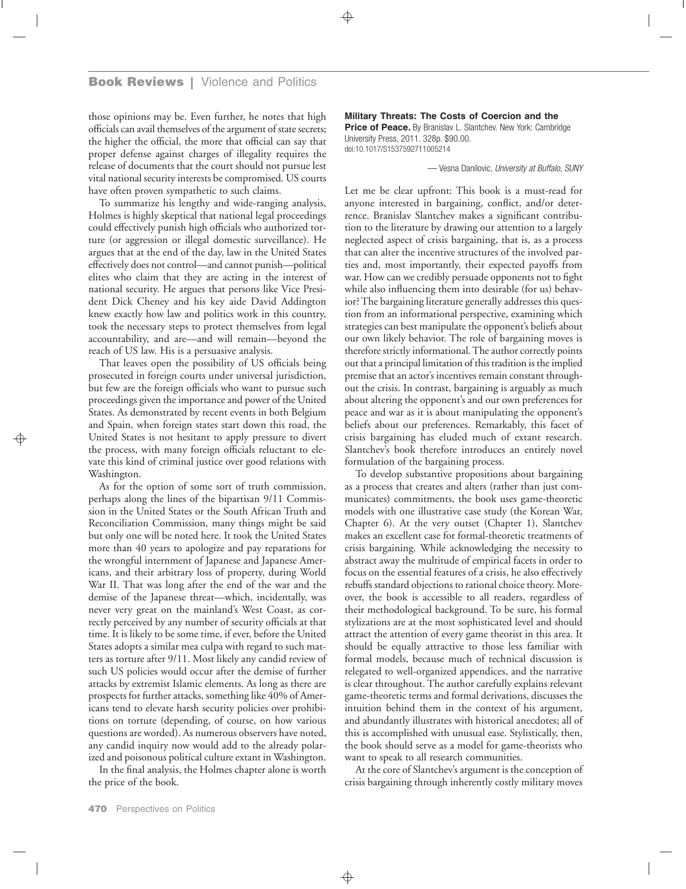those opinions may be. Even further, he notes that high officials can avail themselves of the argument of state secrets; the higher the official, the more that official can say that proper defense against charges of illegality requires the release of documents that the court should not pursue lest vital national security interests be compromised. US courts have often proven sympathetic to such claims.

To summarize his lengthy and wide-ranging analysis, Holmes is highly skeptical that national legal proceedings could effectively punish high officials who authorized torture (or aggression or illegal domestic surveillance). He argues that at the end of the day, law in the United States effectively does not control—and cannot punish—political elites who claim that they are acting in the interest of national security. He argues that persons like Vice President Dick Cheney and his key aide David Addington knew exactly how law and politics work in this country, took the necessary steps to protect themselves from legal accountability, and are—and will remain—beyond the reach of US law. His is a persuasive analysis.

That leaves open the possibility of US officials being prosecuted in foreign courts under universal jurisdiction, but few are the foreign officials who want to pursue such proceedings given the importance and power of the United States. As demonstrated by recent events in both Belgium and Spain, when foreign states start down this road, the United States is not hesitant to apply pressure to divert the process, with many foreign officials reluctant to elevate this kind of criminal justice over good relations with Washington.

As for the option of some sort of truth commission, perhaps along the lines of the bipartisan 9/11 Commission in the United States or the South African Truth and Reconciliation Commission, many things might be said but only one will be noted here. It took the United States more than 40 years to apologize and pay reparations for the wrongful internment of Japanese and Japanese Americans, and their arbitrary loss of property, during World War II. That was long after the end of the war and the demise of the Japanese threat—which, incidentally, was never very great on the mainland's West Coast, as correctly perceived by any number of security officials at that time. It is likely to be some time, if ever, before the United States adopts a similar mea culpa with regard to such matters as torture after 9/11. Most likely any candid review of such US policies would occur after the demise of further attacks by extremist Islamic elements. As long as there are prospects for further attacks, something like 40% of Americans tend to elevate harsh security policies over prohibitions on torture (depending, of course, on how various questions are worded). As numerous observers have noted, any candid inquiry now would add to the already polarized and poisonous political culture extant in Washington.

In the final analysis, the Holmes chapter alone is worth the price of the book.

**Military Threats: The Costs of Coercion and the Price of Peace.** By Branislav L. Slantchev. New York: Cambridge University Press, 2011. 328p. $90.00.
doi:10.1017/S1537592711005214

— Vesna Danilovic, *University at Buffalo, SUNY*

Let me be clear upfront: This book is a must-read for anyone interested in bargaining, conflict, and/or deterrence. Branislav Slantchev makes a significant contribution to the literature by drawing our attention to a largely neglected aspect of crisis bargaining, that is, as a process that can alter the incentive structures of the involved parties and, most importantly, their expected payoffs from war. How can we credibly persuade opponents not to fight while also influencing them into desirable (for us) behavior? The bargaining literature generally addresses this question from an informational perspective, examining which strategies can best manipulate the opponent's beliefs about our own likely behavior. The role of bargaining moves is therefore strictly informational. The author correctly points out that a principal limitation of this tradition is the implied premise that an actor's incentives remain constant throughout the crisis. In contrast, bargaining is arguably as much about altering the opponent's and our own preferences for peace and war as it is about manipulating the opponent's beliefs about our preferences. Remarkably, this facet of crisis bargaining has eluded much of extant research. Slantchev's book therefore introduces an entirely novel formulation of the bargaining process.

To develop substantive propositions about bargaining as a process that creates and alters (rather than just communicates) commitments, the book uses game-theoretic models with one illustrative case study (the Korean War, Chapter 6). At the very outset (Chapter 1), Slantchev makes an excellent case for formal-theoretic treatments of crisis bargaining. While acknowledging the necessity to abstract away the multitude of empirical facets in order to focus on the essential features of a crisis, he also effectively rebuffs standard objections to rational choice theory. Moreover, the book is accessible to all readers, regardless of their methodological background. To be sure, his formal stylizations are at the most sophisticated level and should attract the attention of every game theorist in this area. It should be equally attractive to those less familiar with formal models, because much of technical discussion is relegated to well-organized appendices, and the narrative is clear throughout. The author carefully explains relevant game-theoretic terms and formal derivations, discusses the intuition behind them in the context of his argument, and abundantly illustrates with historical anecdotes; all of this is accomplished with unusual ease. Stylistically, then, the book should serve as a model for game-theorists who want to speak to all research communities.

At the core of Slantchev's argument is the conception of crisis bargaining through inherently costly military moves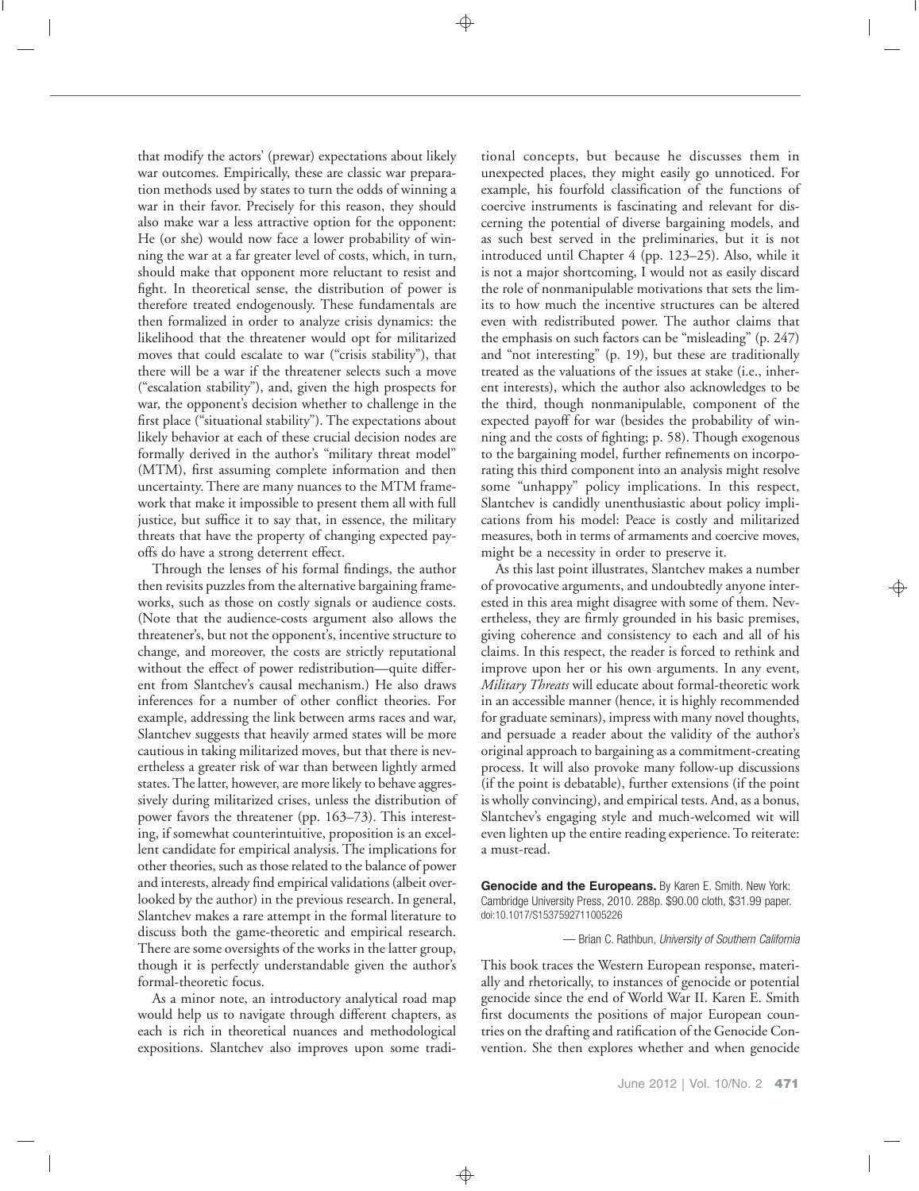that modify the actors' (prewar) expectations about likely war outcomes. Empirically, these are classic war preparation methods used by states to turn the odds of winning a war in their favor. Precisely for this reason, they should also make war a less attractive option for the opponent: He (or she) would now face a lower probability of winning the war at a far greater level of costs, which, in turn, should make that opponent more reluctant to resist and fight. In theoretical sense, the distribution of power is therefore treated endogenously. These fundamentals are then formalized in order to analyze crisis dynamics: the likelihood that the threatener would opt for militarized moves that could escalate to war ("crisis stability"), that there will be a war if the threatener selects such a move ("escalation stability"), and, given the high prospects for war, the opponent's decision whether to challenge in the first place ("situational stability"). The expectations about likely behavior at each of these crucial decision nodes are formally derived in the author's "military threat model" (MTM), first assuming complete information and then uncertainty. There are many nuances to the MTM framework that make it impossible to present them all with full justice, but suffice it to say that, in essence, the military threats that have the property of changing expected payoffs do have a strong deterrent effect.

Through the lenses of his formal findings, the author then revisits puzzles from the alternative bargaining frameworks, such as those on costly signals or audience costs. (Note that the audience-costs argument also allows the threatener's, but not the opponent's, incentive structure to change, and moreover, the costs are strictly reputational without the effect of power redistribution—quite different from Slantchev's causal mechanism.) He also draws inferences for a number of other conflict theories. For example, addressing the link between arms races and war, Slantchev suggests that heavily armed states will be more cautious in taking militarized moves, but that there is nevertheless a greater risk of war than between lightly armed states. The latter, however, are more likely to behave aggressively during militarized crises, unless the distribution of power favors the threatener (pp. 163–73). This interesting, if somewhat counterintuitive, proposition is an excellent candidate for empirical analysis. The implications for other theories, such as those related to the balance of power and interests, already find empirical validations (albeit overlooked by the author) in the previous research. In general, Slantchev makes a rare attempt in the formal literature to discuss both the game-theoretic and empirical research. There are some oversights of the works in the latter group, though it is perfectly understandable given the author's formal-theoretic focus.

As a minor note, an introductory analytical road map would help us to navigate through different chapters, as each is rich in theoretical nuances and methodological expositions. Slantchev also improves upon some traditional concepts, but because he discusses them in unexpected places, they might easily go unnoticed. For example, his fourfold classification of the functions of coercive instruments is fascinating and relevant for discerning the potential of diverse bargaining models, and as such best served in the preliminaries, but it is not introduced until Chapter 4 (pp. 123–25). Also, while it is not a major shortcoming, I would not as easily discard the role of nonmanipulable motivations that sets the limits to how much the incentive structures can be altered even with redistributed power. The author claims that the emphasis on such factors can be "misleading" (p. 247) and "not interesting" (p. 19), but these are traditionally treated as the valuations of the issues at stake (i.e., inherent interests), which the author also acknowledges to be the third, though nonmanipulable, component of the expected payoff for war (besides the probability of winning and the costs of fighting; p. 58). Though exogenous to the bargaining model, further refinements on incorporating this third component into an analysis might resolve some "unhappy" policy implications. In this respect, Slantchev is candidly unenthusiastic about policy implications from his model: Peace is costly and militarized measures, both in terms of armaments and coercive moves, might be a necessity in order to preserve it.

As this last point illustrates, Slantchev makes a number of provocative arguments, and undoubtedly anyone interested in this area might disagree with some of them. Nevertheless, they are firmly grounded in his basic premises, giving coherence and consistency to each and all of his claims. In this respect, the reader is forced to rethink and improve upon her or his own arguments. In any event, *Military Threats* will educate about formal-theoretic work in an accessible manner (hence, it is highly recommended for graduate seminars), impress with many novel thoughts, and persuade a reader about the validity of the author's original approach to bargaining as a commitment-creating process. It will also provoke many follow-up discussions (if the point is debatable), further extensions (if the point is wholly convincing), and empirical tests. And, as a bonus, Slantchev's engaging style and much-welcomed wit will even lighten up the entire reading experience. To reiterate: a must-read.

**Genocide and the Europeans.** By Karen E. Smith. New York: Cambridge University Press, 2010. 288p. $90.00 cloth, $31.99 paper. doi:10.1017/S1537592711005226

— Brian C. Rathbun, *University of Southern California*

This book traces the Western European response, materially and rhetorically, to instances of genocide or potential genocide since the end of World War II. Karen E. Smith first documents the positions of major European countries on the drafting and ratification of the Genocide Convention. She then explores whether and when genocide